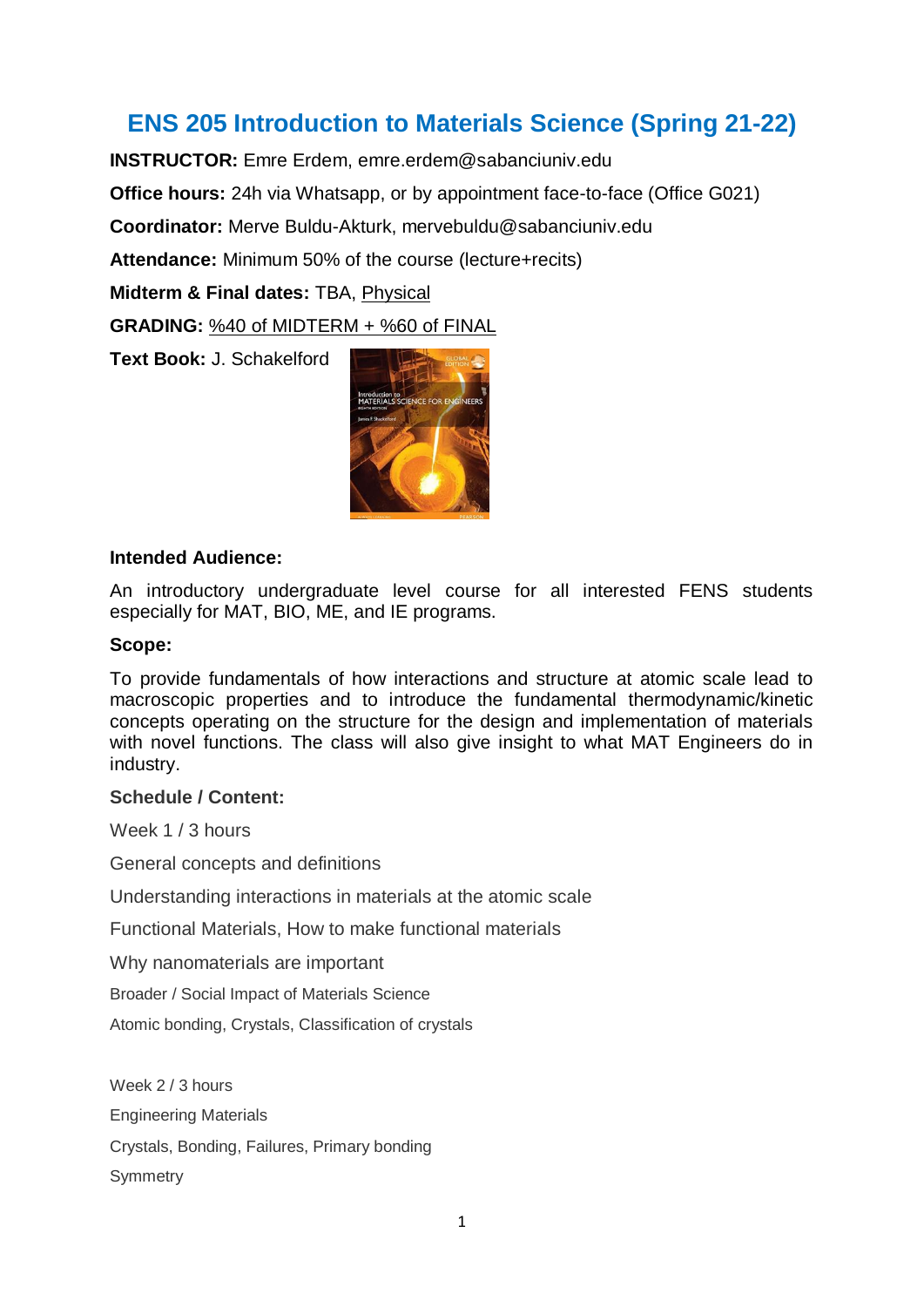# ENS 205 Introduction to Materials Science (Spring 21-22)

**INSTRUCTOR:** Emre Erdem, emre.erdem@sabanciuniv.edu

**Office hours:** 24h via Whatsapp, or by appointment face-to-face (Office G021)

**Coordinator:** Merve Buldu-Akturk, mervebuldu@sabanciuniv.edu

**Attendance:** Minimum 50% of the course (lecture+recits)

**Midterm & Final dates:** TBA, Physical

**GRADING:** %40 of MIDTERM + %60 of FINAL

**Text Book:** J. Schakelford

**Intended Audience:**

An introductory undergraduate level course for all interested FENS students especially for MAT, BIO, ME, and IE programs.

**Scope:**

To provide fundamentals of how interactions and structure at atomic scale lead to macroscopic properties and to introduce the fundamental thermodynamic/kinetic concepts operating on the structure for the design and implementation of materials with novel functions. The class will also give insight to what MAT Engineers do in industry.

**Schedule / Content:**

Week 1 / 3 hours

General concepts and definitions

Understanding interactions in materials at the atomic scale

Functional Materials, How to make functional materials

Why nanomaterials are important

Broader / Social Impact of Materials Science

Atomic bonding, Crystals, Classification of crystals

Week 2 / 3 hours

Engineering Materials

Crystals, Bonding, Failures, Primary bonding

Symmetry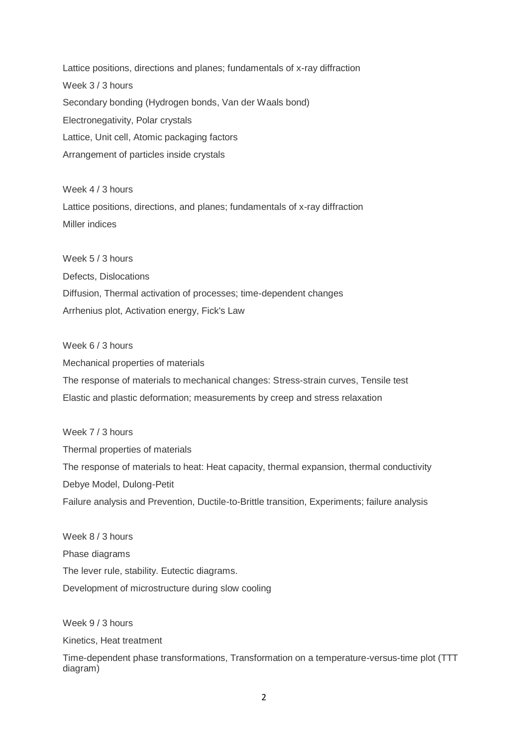Lattice positions, directions and planes; fundamentals of x-ray diffraction

Week 3 / 3 hours

Secondary bonding (Hydrogen bonds, Van der Waals bond)

Electronegativity, Polar crystals

Lattice, Unit cell, Atomic packaging factors

Arrangement of particles inside crystals

Week 4 / 3 hours

Lattice positions, directions, and planes; fundamentals of x-ray diffraction

Miller indices

Week 5 / 3 hours

Defects, Dislocations

Diffusion, Thermal activation of processes; time-dependent changes

Arrhenius plot, Activation energy, Fick's Law

Week 6 / 3 hours

Mechanical properties of materials

The response of materials to mechanical changes: Stress-strain curves, Tensile test

Elastic and plastic deformation; measurements by creep and stress relaxation

Week 7 / 3 hours

Thermal properties of materials

The response of materials to heat: Heat capacity, thermal expansion, thermal conductivity

Debye Model, Dulong-Petit

Failure analysis and Prevention, Ductile-to-Brittle transition, Experiments; failure analysis

Week 8 / 3 hours

Phase diagrams

The lever rule, stability. Eutectic diagrams.

Development of microstructure during slow cooling

Week 9 / 3 hours

Kinetics, Heat treatment

Time-dependent phase transformations, Transformation on a temperature-versus-time plot (TTT diagram)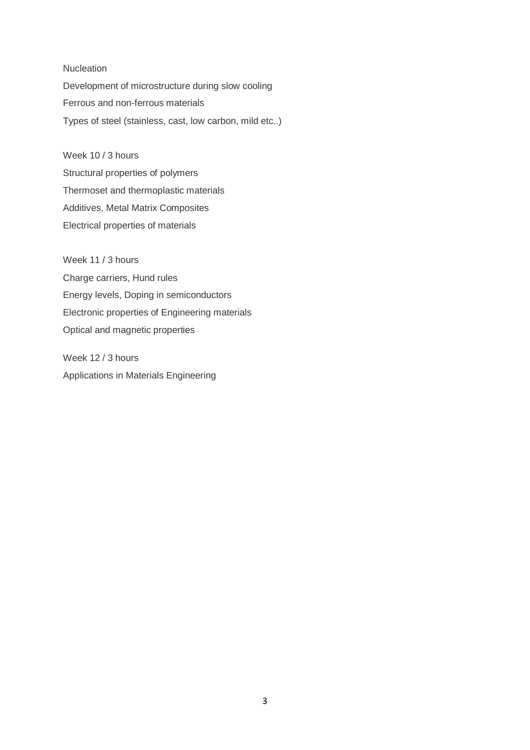Nucleation

Development of microstructure during slow cooling

Ferrous and non-ferrous materials

Types of steel (stainless, cast, low carbon, mild etc..)

Week 10 / 3 hours

Structural properties of polymers

Thermoset and thermoplastic materials

Additives, Metal Matrix Composites

Electrical properties of materials

Week 11 / 3 hours

Charge carriers, Hund rules

Energy levels, Doping in semiconductors

Electronic properties of Engineering materials

Optical and magnetic properties

Week 12 / 3 hours

Applications in Materials Engineering